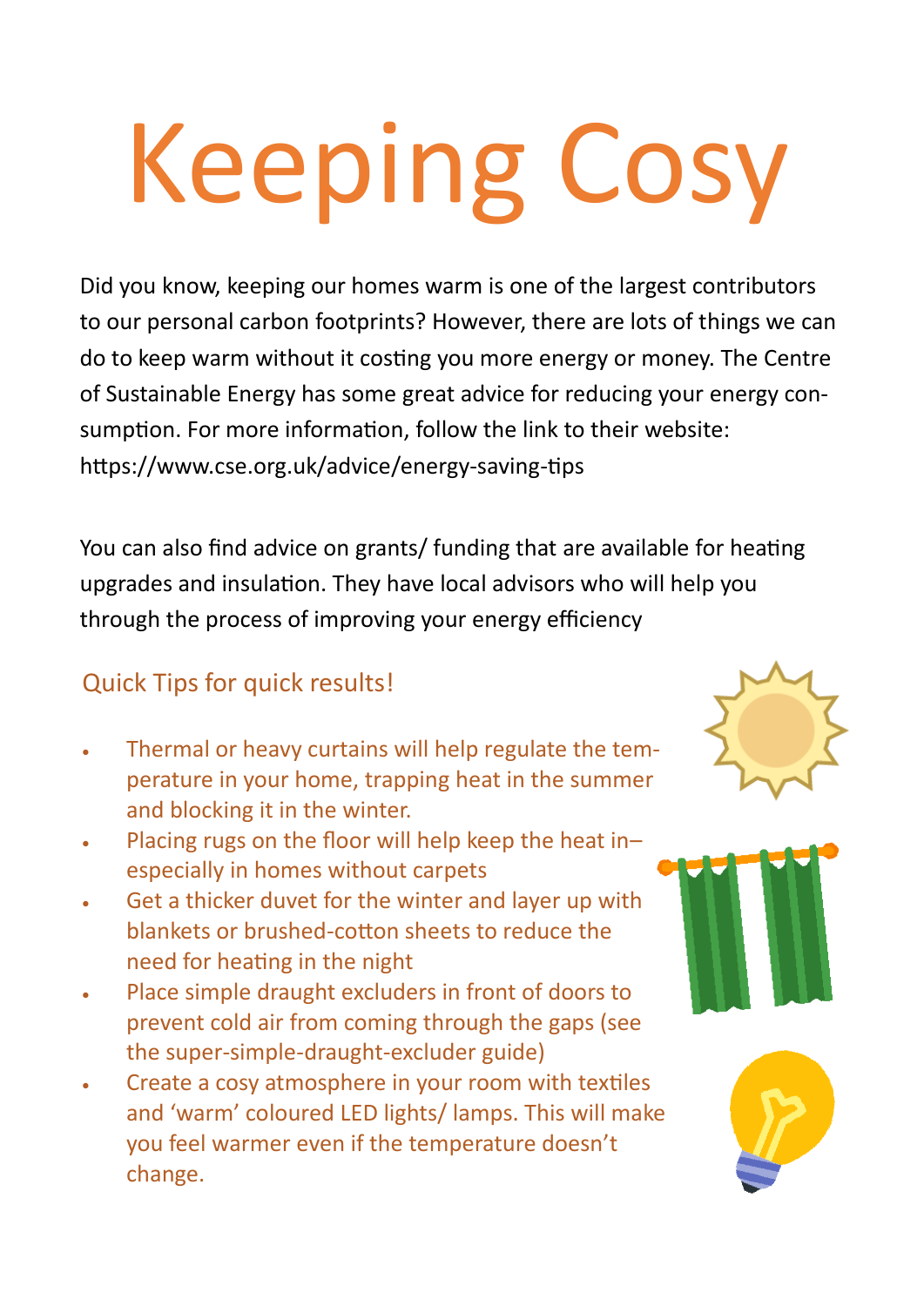# Keeping Cosy

Did you know, keeping our homes warm is one of the largest contributors to our personal carbon footprints? However, there are lots of things we can do to keep warm without it costing you more energy or money. The Centre of Sustainable Energy has some great advice for reducing your energy consumption. For more information, follow the link to their website: https://www.cse.org.uk/advice/energy-saving-tips

You can also find advice on grants/ funding that are available for heating upgrades and insulation. They have local advisors who will help you through the process of improving your energy efficiency

## Quick Tips for quick results!

- Thermal or heavy curtains will help regulate the temperature in your home, trapping heat in the summer and blocking it in the winter.
- Placing rugs on the floor will help keep the heat in– especially in homes without carpets
- Get a thicker duvet for the winter and layer up with blankets or brushed-cotton sheets to reduce the need for heating in the night
- Place simple draught excluders in front of doors to prevent cold air from coming through the gaps (see the super-simple-draught-excluder guide)
- Create a cosy atmosphere in your room with textiles and 'warm' coloured LED lights/ lamps. This will make you feel warmer even if the temperature doesn't change.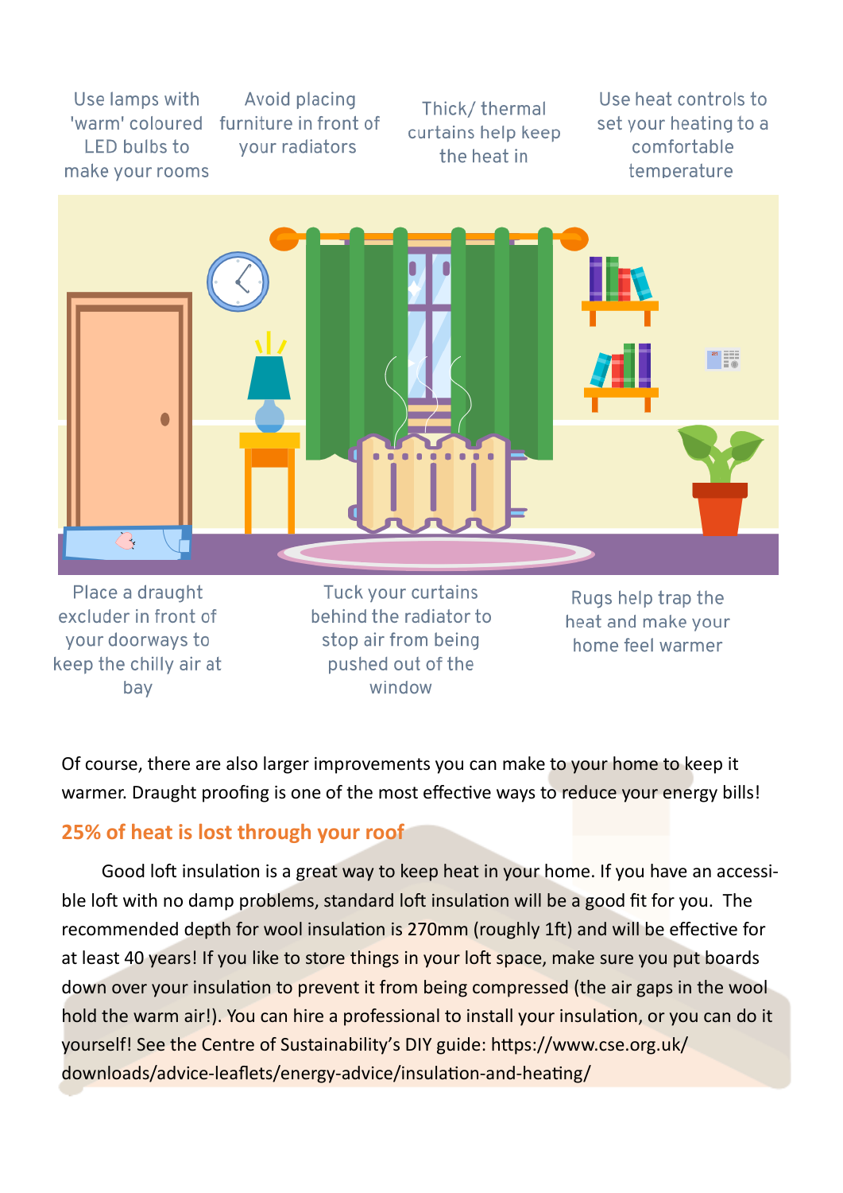Use lamps with 'warm' coloured LED bulbs to make your rooms

Avoid placing furniture in front of your radiators

Thick/ thermal curtains help keep the heat in

Use heat controls to set your heating to a comfortable temperature

Place a draught excluder in front of your doorways to keep the chilly air at bay

Tuck your curtains behind the radiator to stop air from being pushed out of the window

Rugs help trap the heat and make your home feel warmer

Of course, there are also larger improvements you can make to your home to keep it warmer. Draught proofing is one of the most effective ways to reduce your energy bills!

## 25% of heat is lost through your roof

Good loft insulation is a great way to keep heat in your home. If you have an accessible loft with no damp problems, standard loft insulation will be a good fit for you. The recommended depth for wool insulation is 270mm (roughly 1ft) and will be effective for at least 40 years! If you like to store things in your loft space, make sure you put boards down over your insulation to prevent it from being compressed (the air gaps in the wool hold the warm air!). You can hire a professional to install your insulation, or you can do it yourself! See the Centre of Sustainability's DIY guide: https://www.cse.org.uk/downloads/advice-leaflets/energy-advice/insulation-and-heating/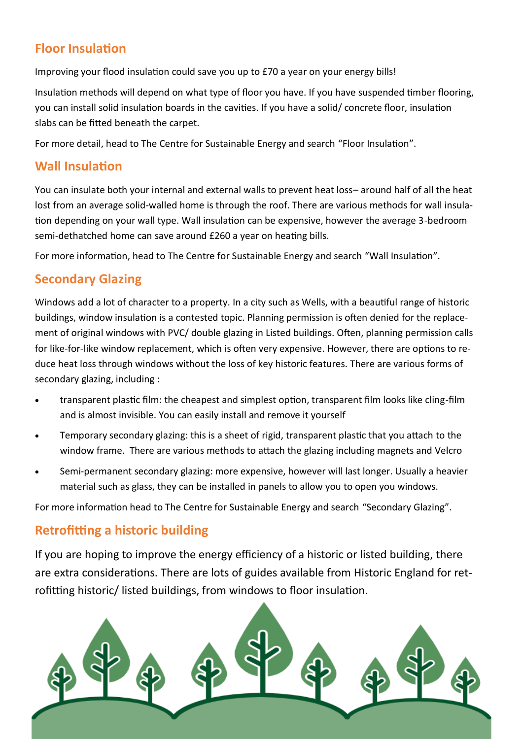## Floor Insulation

Improving your flood insulation could save you up to £70 a year on your energy bills!

Insulation methods will depend on what type of floor you have. If you have suspended timber flooring, you can install solid insulation boards in the cavities. If you have a solid/ concrete floor, insulation slabs can be fitted beneath the carpet.

For more detail, head to The Centre for Sustainable Energy and search "Floor Insulation".

## Wall Insulation

You can insulate both your internal and external walls to prevent heat loss– around half of all the heat lost from an average solid-walled home is through the roof. There are various methods for wall insulation depending on your wall type. Wall insulation can be expensive, however the average 3-bedroom semi-dethatched home can save around £260 a year on heating bills.

For more information, head to The Centre for Sustainable Energy and search "Wall Insulation".

## Secondary Glazing

Windows add a lot of character to a property. In a city such as Wells, with a beautiful range of historic buildings, window insulation is a contested topic. Planning permission is often denied for the replacement of original windows with PVC/ double glazing in Listed buildings. Often, planning permission calls for like-for-like window replacement, which is often very expensive. However, there are options to reduce heat loss through windows without the loss of key historic features. There are various forms of secondary glazing, including :

- transparent plastic film: the cheapest and simplest option, transparent film looks like cling-film and is almost invisible. You can easily install and remove it yourself
- Temporary secondary glazing: this is a sheet of rigid, transparent plastic that you attach to the window frame. There are various methods to attach the glazing including magnets and Velcro
- Semi-permanent secondary glazing: more expensive, however will last longer. Usually a heavier material such as glass, they can be installed in panels to allow you to open you windows.

For more information head to The Centre for Sustainable Energy and search "Secondary Glazing".

## Retrofitting a historic building

If you are hoping to improve the energy efficiency of a historic or listed building, there are extra considerations. There are lots of guides available from Historic England for retrofitting historic/ listed buildings, from windows to floor insulation.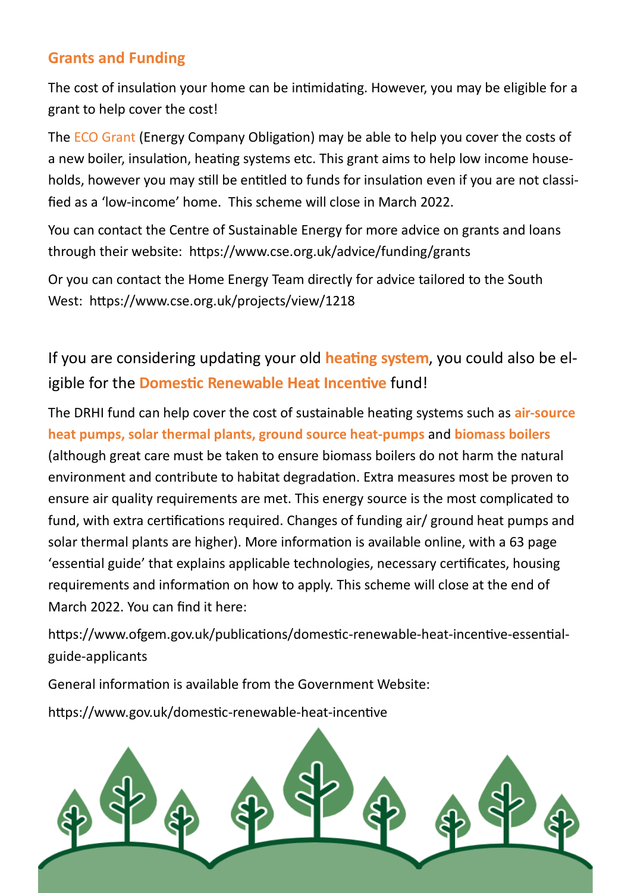## Grants and Funding

The cost of insulation your home can be intimidating. However, you may be eligible for a grant to help cover the cost!

The ECO Grant (Energy Company Obligation) may be able to help you cover the costs of a new boiler, insulation, heating systems etc. This grant aims to help low income households, however you may still be entitled to funds for insulation even if you are not classified as a 'low-income' home.  This scheme will close in March 2022.

You can contact the Centre of Sustainable Energy for more advice on grants and loans through their website:  https://www.cse.org.uk/advice/funding/grants

Or you can contact the Home Energy Team directly for advice tailored to the South West:  https://www.cse.org.uk/projects/view/1218

If you are considering updating your old **heating system**, you could also be eligible for the **Domestic Renewable Heat Incentive** fund!

The DRHI fund can help cover the cost of sustainable heating systems such as **air-source heat pumps, solar thermal plants, ground source heat-pumps** and **biomass boilers** (although great care must be taken to ensure biomass boilers do not harm the natural environment and contribute to habitat degradation. Extra measures most be proven to ensure air quality requirements are met. This energy source is the most complicated to fund, with extra certifications required. Changes of funding air/ ground heat pumps and solar thermal plants are higher). More information is available online, with a 63 page 'essential guide' that explains applicable technologies, necessary certificates, housing requirements and information on how to apply. This scheme will close at the end of March 2022. You can find it here:

https://www.ofgem.gov.uk/publications/domestic-renewable-heat-incentive-essential-guide-applicants

General information is available from the Government Website:

https://www.gov.uk/domestic-renewable-heat-incentive